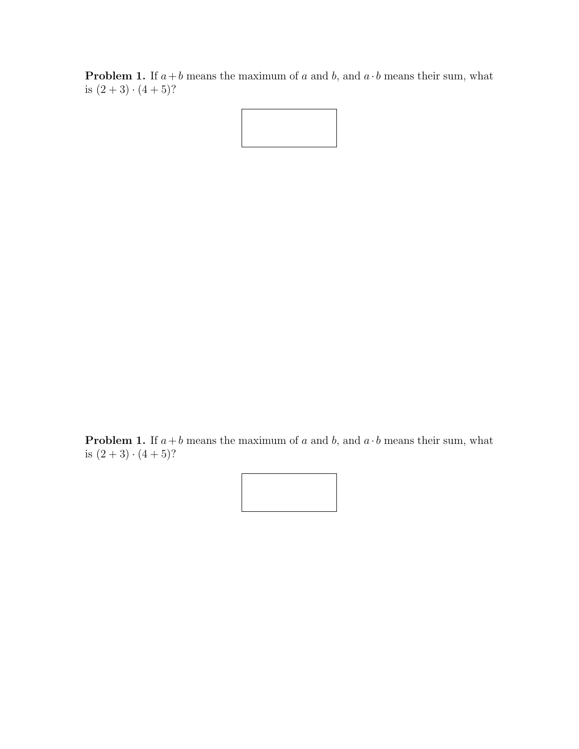**Problem 1.** If $a + b$ means the maximum of $a$ and $b$, and $a \cdot b$ means their sum, what is $(2 + 3) \cdot (4 + 5)$?

**Problem 1.** If $a + b$ means the maximum of $a$ and $b$, and $a \cdot b$ means their sum, what is $(2 + 3) \cdot (4 + 5)$?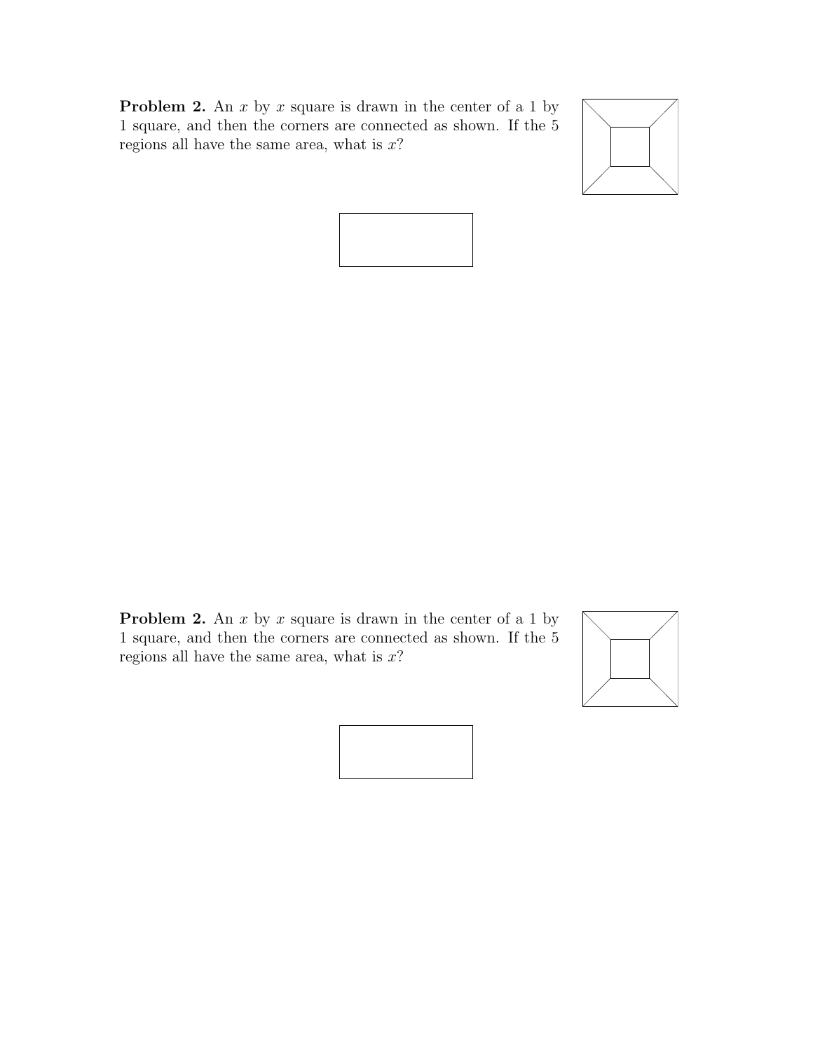**Problem 2.** An $x$ by $x$ square is drawn in the center of a 1 by 1 square, and then the corners are connected as shown. If the 5 regions all have the same area, what is $x$?

**Problem 2.** An $x$ by $x$ square is drawn in the center of a 1 by 1 square, and then the corners are connected as shown. If the 5 regions all have the same area, what is $x$?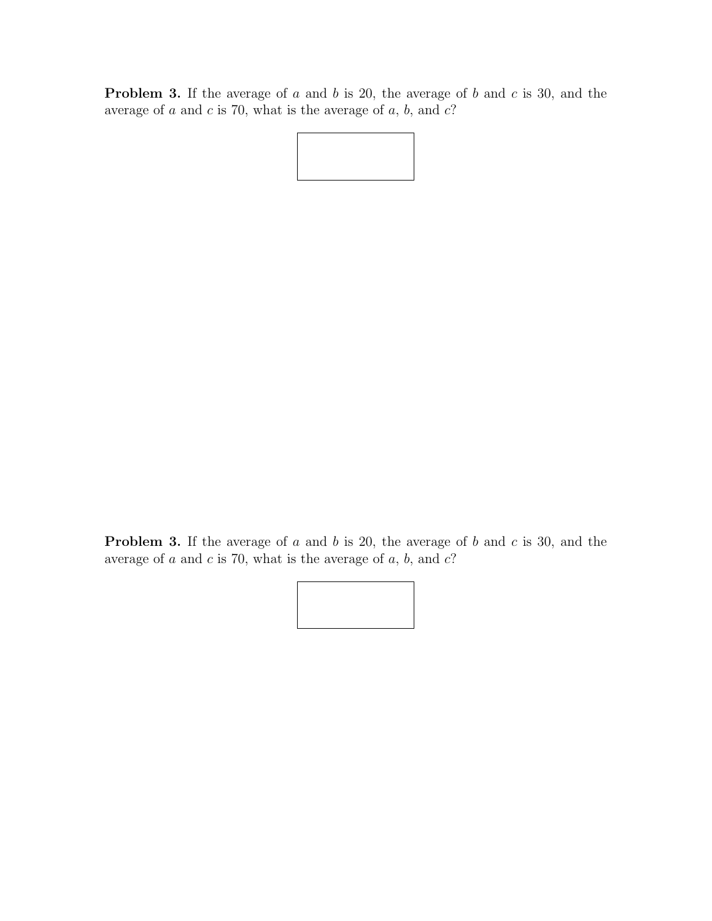**Problem 3.** If the average of $a$ and $b$ is 20, the average of $b$ and $c$ is 30, and the average of $a$ and $c$ is 70, what is the average of $a$, $b$, and $c$?

**Problem 3.** If the average of $a$ and $b$ is 20, the average of $b$ and $c$ is 30, and the average of $a$ and $c$ is 70, what is the average of $a$, $b$, and $c$?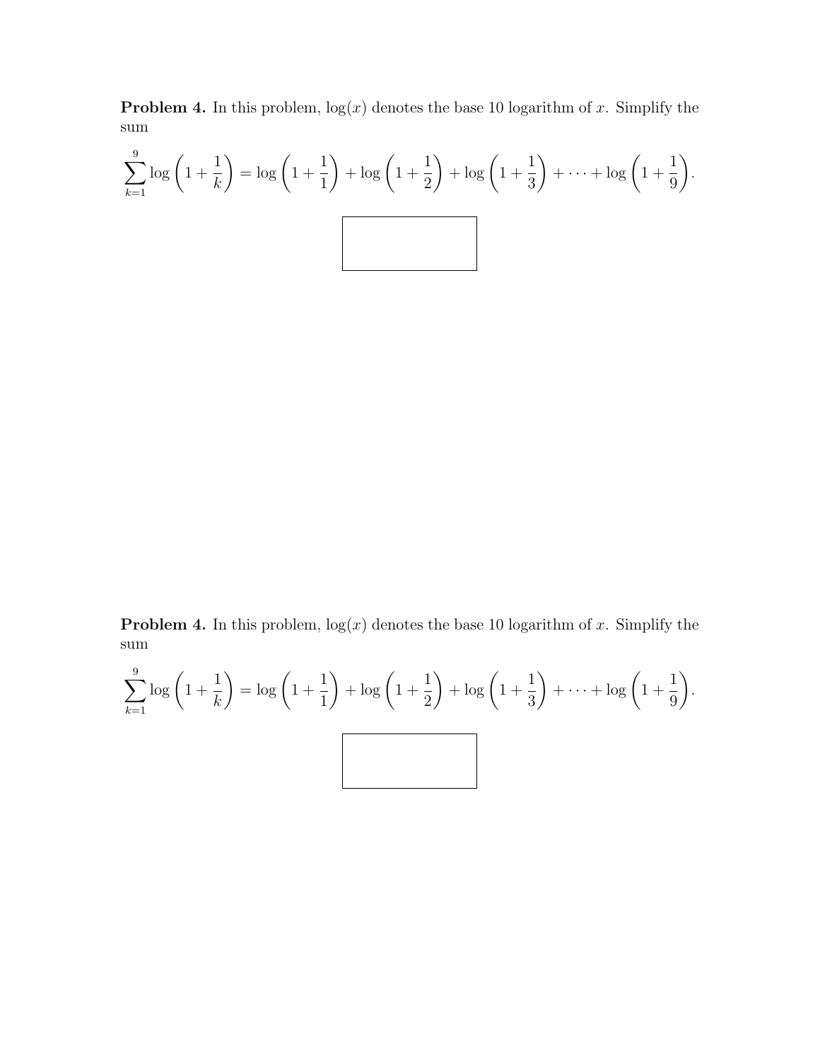**Problem 4.** In this problem, $\log(x)$ denotes the base 10 logarithm of $x$. Simplify the sum

$$\sum_{k=1}^{9} \log\left(1+\frac{1}{k}\right) = \log\left(1+\frac{1}{1}\right) + \log\left(1+\frac{1}{2}\right) + \log\left(1+\frac{1}{3}\right) + \cdots + \log\left(1+\frac{1}{9}\right).$$

**Problem 4.** In this problem, $\log(x)$ denotes the base 10 logarithm of $x$. Simplify the sum

$$\sum_{k=1}^{9} \log\left(1+\frac{1}{k}\right) = \log\left(1+\frac{1}{1}\right) + \log\left(1+\frac{1}{2}\right) + \log\left(1+\frac{1}{3}\right) + \cdots + \log\left(1+\frac{1}{9}\right).$$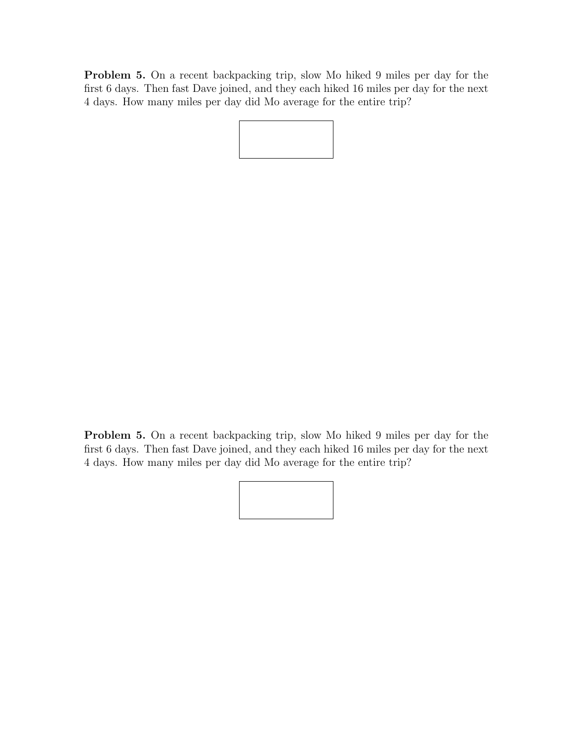**Problem 5.** On a recent backpacking trip, slow Mo hiked 9 miles per day for the first 6 days. Then fast Dave joined, and they each hiked 16 miles per day for the next 4 days. How many miles per day did Mo average for the entire trip?

**Problem 5.** On a recent backpacking trip, slow Mo hiked 9 miles per day for the first 6 days. Then fast Dave joined, and they each hiked 16 miles per day for the next 4 days. How many miles per day did Mo average for the entire trip?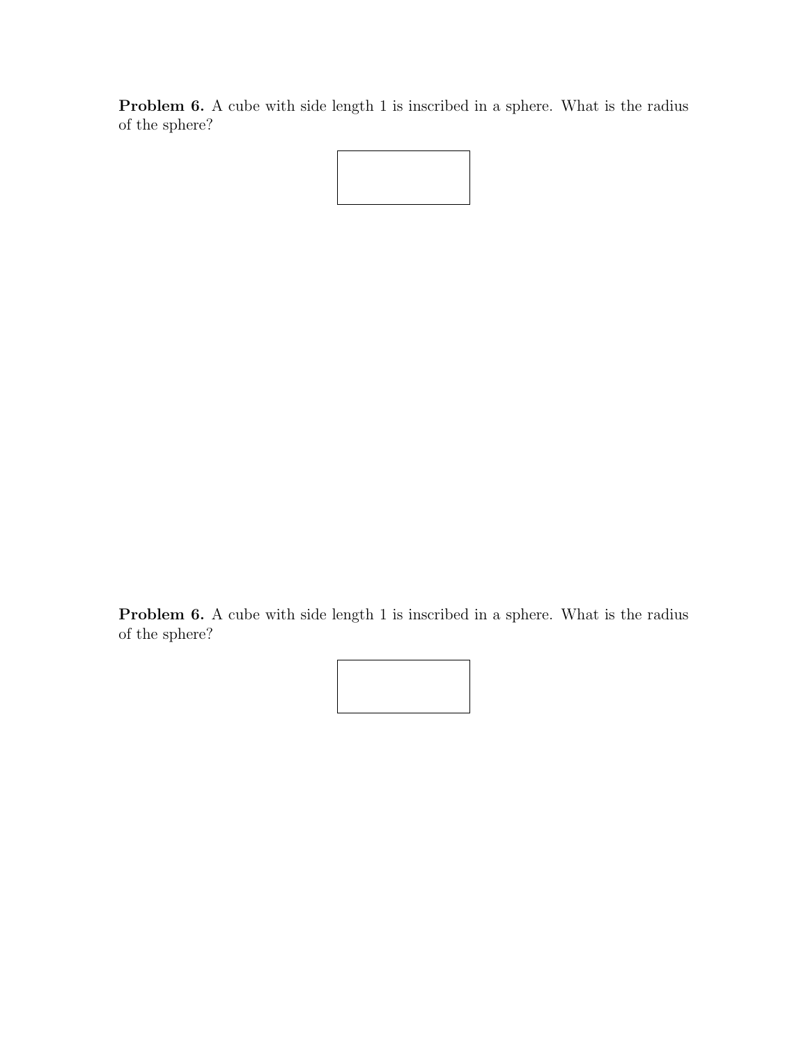**Problem 6.** A cube with side length 1 is inscribed in a sphere. What is the radius of the sphere?

**Problem 6.** A cube with side length 1 is inscribed in a sphere. What is the radius of the sphere?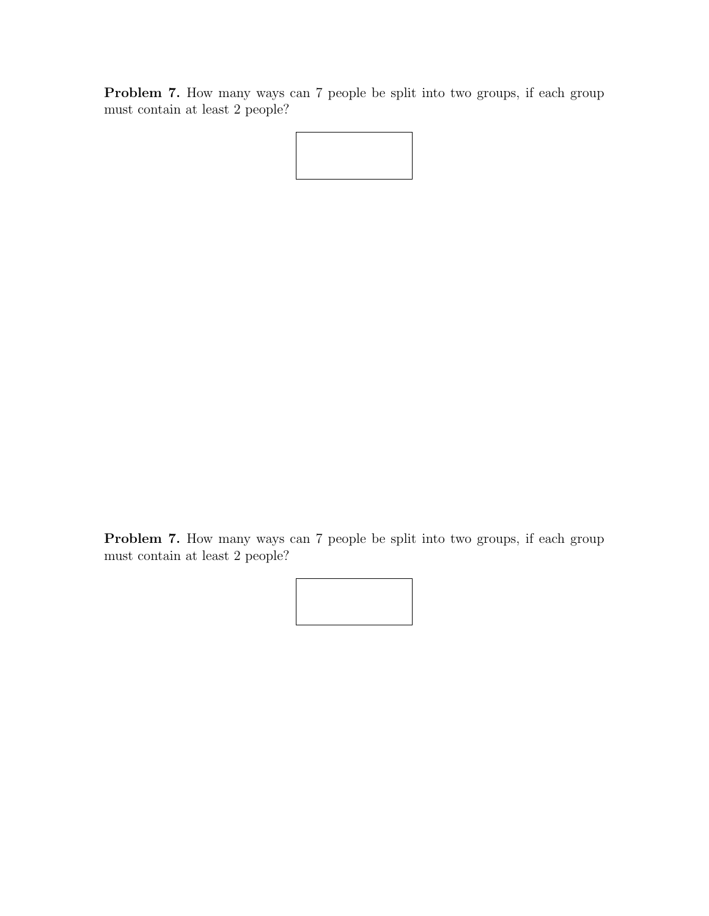**Problem 7.** How many ways can 7 people be split into two groups, if each group must contain at least 2 people?

**Problem 7.** How many ways can 7 people be split into two groups, if each group must contain at least 2 people?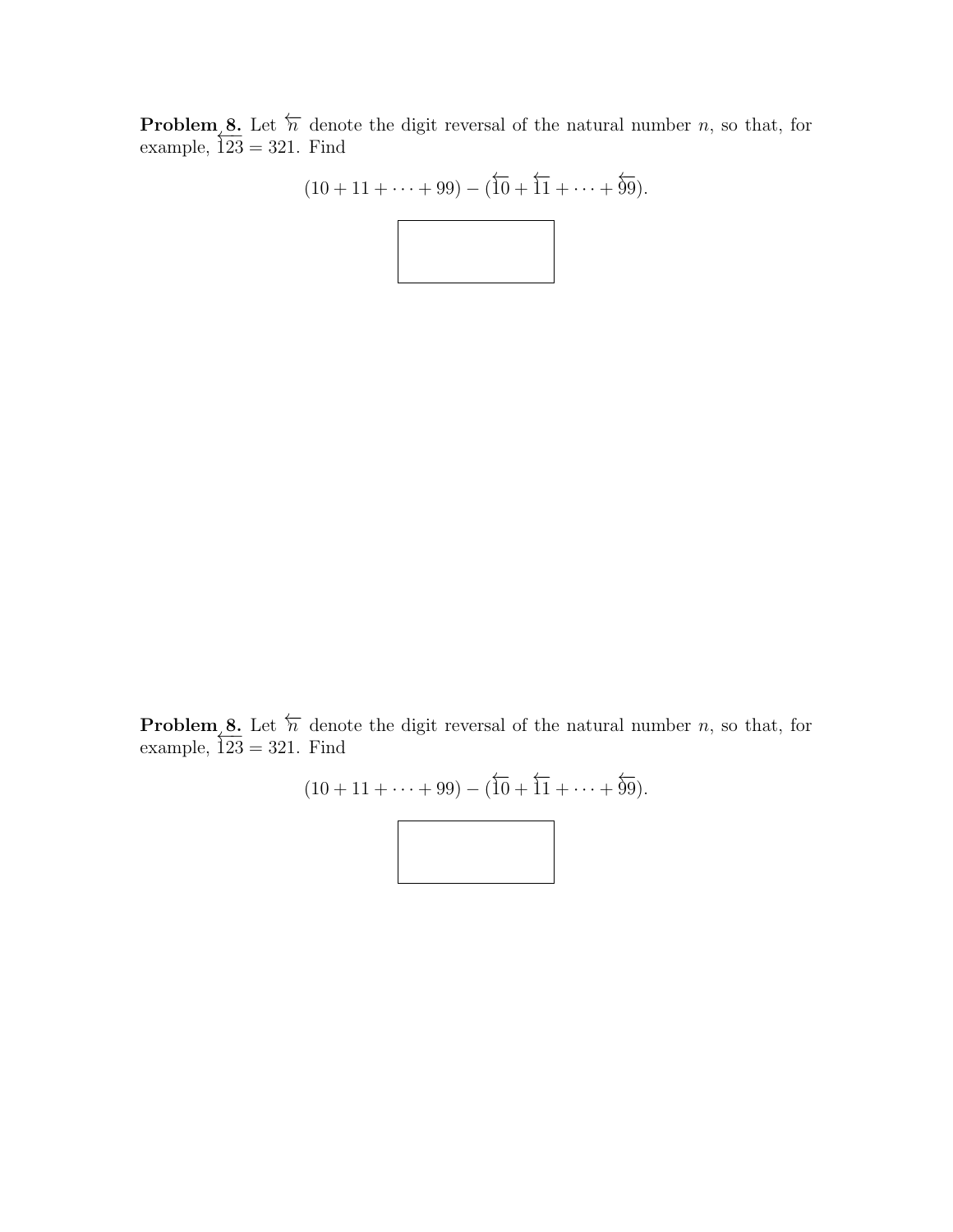**Problem 8.** Let $\overleftarrow{n}$ denote the digit reversal of the natural number $n$, so that, for example, $\overleftarrow{123} = 321$. Find

$$(10 + 11 + \cdots + 99) - (\overleftarrow{10} + \overleftarrow{11} + \cdots + \overleftarrow{99}).$$

**Problem 8.** Let $\overleftarrow{n}$ denote the digit reversal of the natural number $n$, so that, for example, $\overleftarrow{123} = 321$. Find

$$(10 + 11 + \cdots + 99) - (\overleftarrow{10} + \overleftarrow{11} + \cdots + \overleftarrow{99}).$$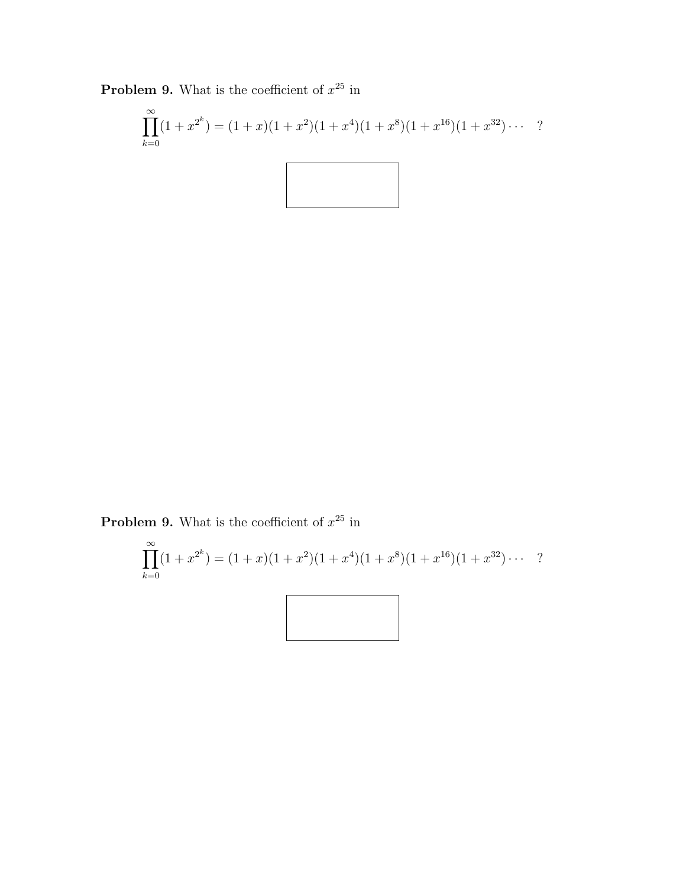**Problem 9.** What is the coefficient of $x^{25}$ in

$$\prod_{k=0}^{\infty}(1+x^{2^k}) = (1+x)(1+x^2)(1+x^4)(1+x^8)(1+x^{16})(1+x^{32})\cdots \quad ?$$

**Problem 9.** What is the coefficient of $x^{25}$ in

$$\prod_{k=0}^{\infty}(1+x^{2^k}) = (1+x)(1+x^2)(1+x^4)(1+x^8)(1+x^{16})(1+x^{32})\cdots \quad ?$$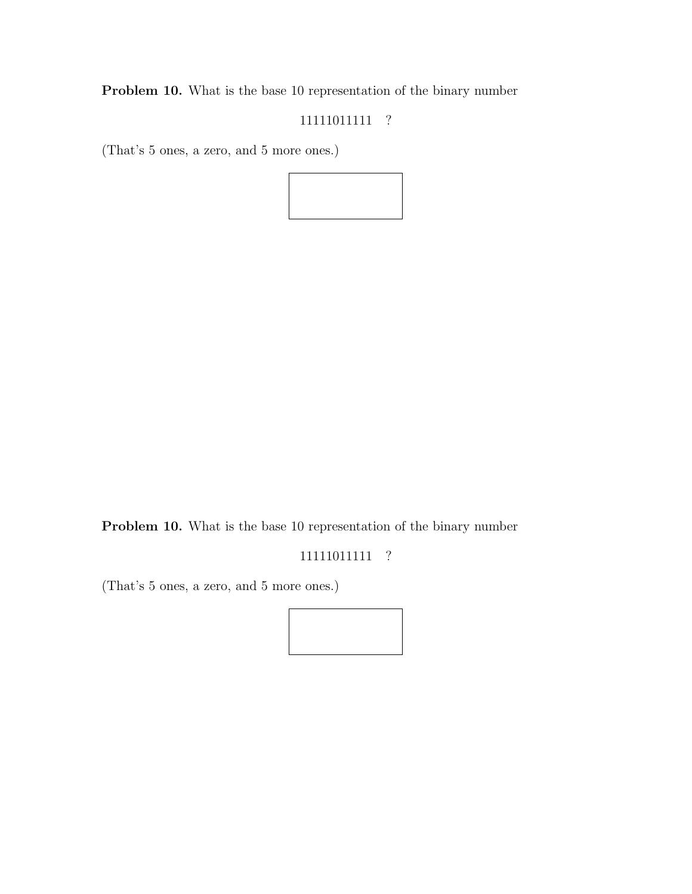**Problem 10.** What is the base 10 representation of the binary number

11111011111 ?

(That's 5 ones, a zero, and 5 more ones.)

**Problem 10.** What is the base 10 representation of the binary number

11111011111 ?

(That's 5 ones, a zero, and 5 more ones.)